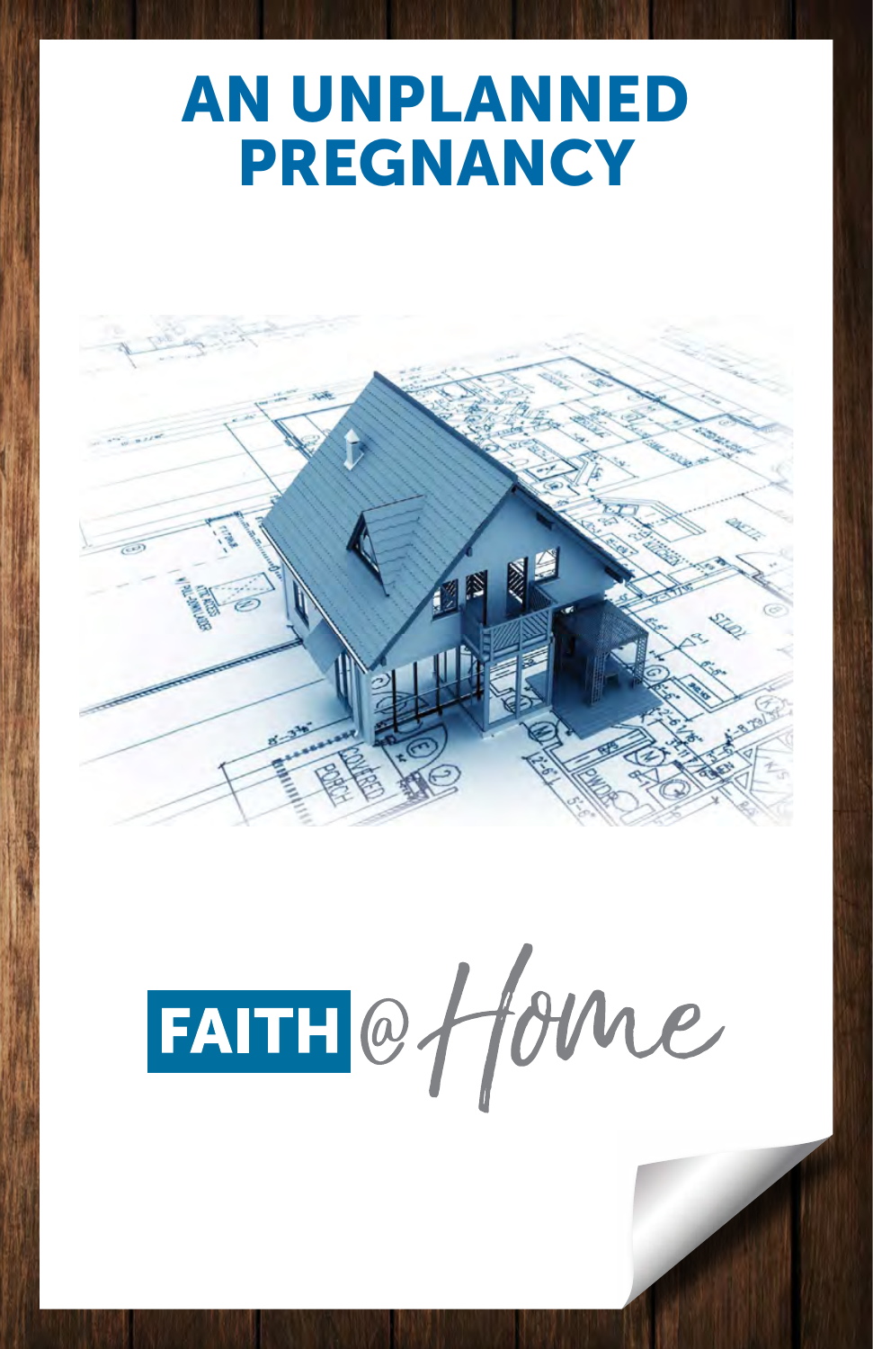# AN UNPLANNED PREGNANCY

FAITH @ Home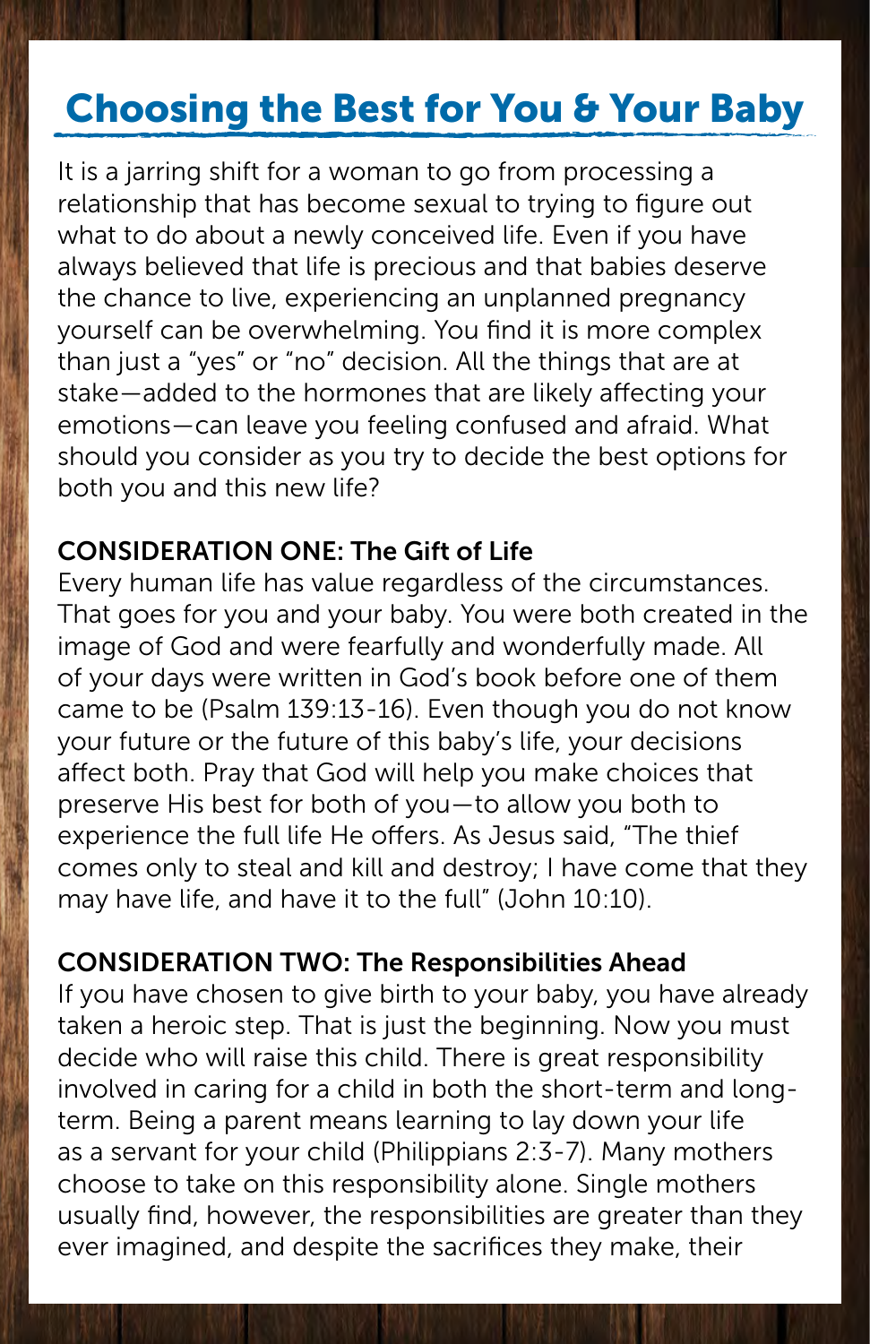## Choosing the Best for You & Your Baby

It is a jarring shift for a woman to go from processing a relationship that has become sexual to trying to figure out what to do about a newly conceived life. Even if you have always believed that life is precious and that babies deserve the chance to live, experiencing an unplanned pregnancy yourself can be overwhelming. You find it is more complex than just a "yes" or "no" decision. All the things that are at stake—added to the hormones that are likely affecting your emotions—can leave you feeling confused and afraid. What should you consider as you try to decide the best options for both you and this new life?

**CONSIDERATION ONE: The Gift of Life**

Every human life has value regardless of the circumstances. That goes for you and your baby. You were both created in the image of God and were fearfully and wonderfully made. All of your days were written in God's book before one of them came to be (Psalm 139:13-16). Even though you do not know your future or the future of this baby's life, your decisions affect both. Pray that God will help you make choices that preserve His best for both of you—to allow you both to experience the full life He offers. As Jesus said, "The thief comes only to steal and kill and destroy; I have come that they may have life, and have it to the full" (John 10:10).

**CONSIDERATION TWO: The Responsibilities Ahead**

If you have chosen to give birth to your baby, you have already taken a heroic step. That is just the beginning. Now you must decide who will raise this child. There is great responsibility involved in caring for a child in both the short-term and long-term. Being a parent means learning to lay down your life as a servant for your child (Philippians 2:3-7). Many mothers choose to take on this responsibility alone. Single mothers usually find, however, the responsibilities are greater than they ever imagined, and despite the sacrifices they make, their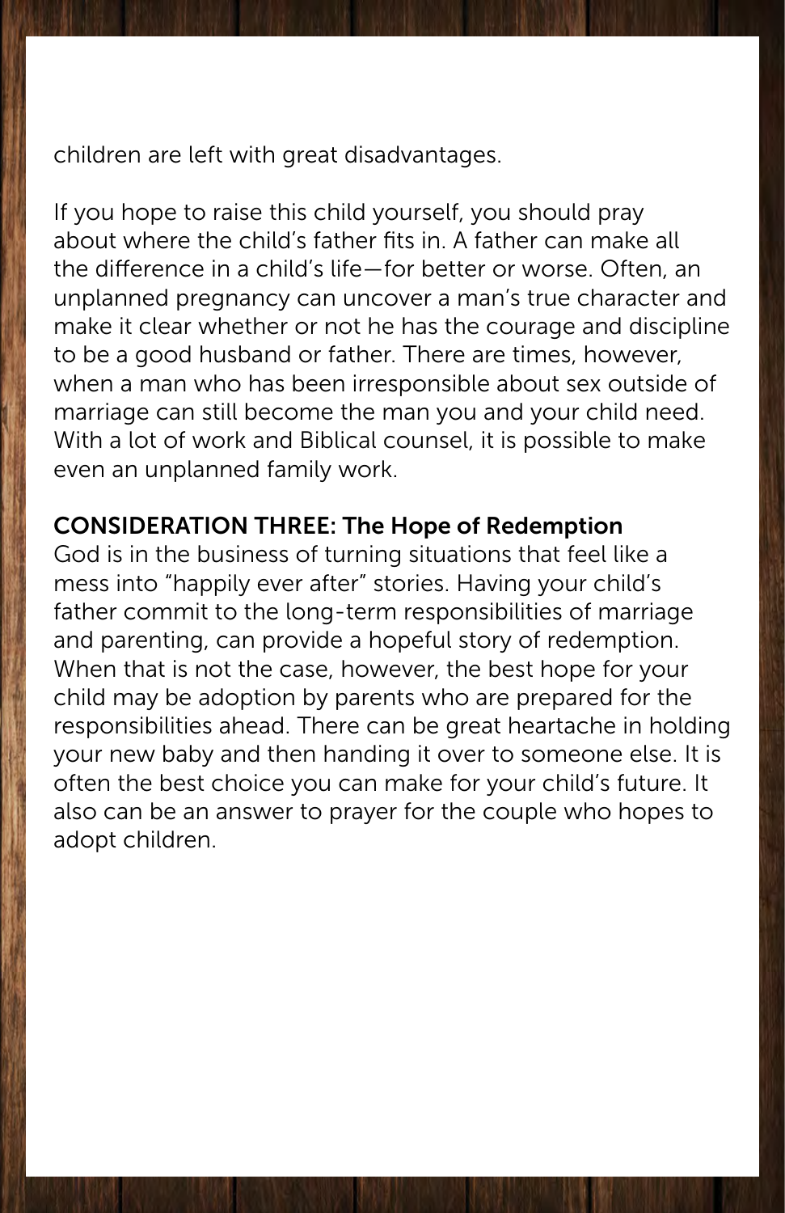children are left with great disadvantages.

If you hope to raise this child yourself, you should pray about where the child's father fits in. A father can make all the difference in a child's life—for better or worse. Often, an unplanned pregnancy can uncover a man's true character and make it clear whether or not he has the courage and discipline to be a good husband or father. There are times, however, when a man who has been irresponsible about sex outside of marriage can still become the man you and your child need. With a lot of work and Biblical counsel, it is possible to make even an unplanned family work.

**CONSIDERATION THREE: The Hope of Redemption**

God is in the business of turning situations that feel like a mess into "happily ever after" stories. Having your child's father commit to the long-term responsibilities of marriage and parenting, can provide a hopeful story of redemption. When that is not the case, however, the best hope for your child may be adoption by parents who are prepared for the responsibilities ahead. There can be great heartache in holding your new baby and then handing it over to someone else. It is often the best choice you can make for your child's future. It also can be an answer to prayer for the couple who hopes to adopt children.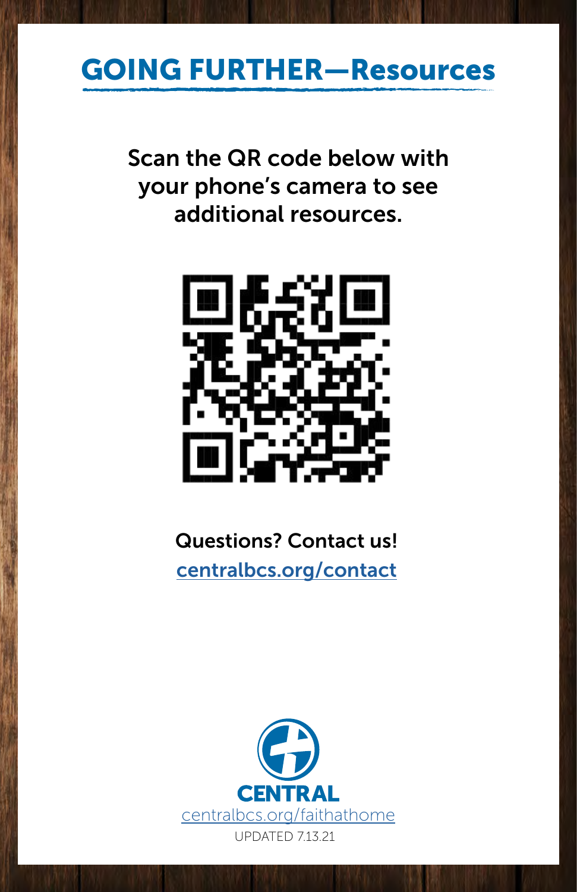# GOING FURTHER—Resources

**Scan the QR code below with your phone's camera to see additional resources.**

**Questions? Contact us!**
**centralbcs.org/contact**

CENTRAL
centralbcs.org/faithathome
UPDATED 7.13.21